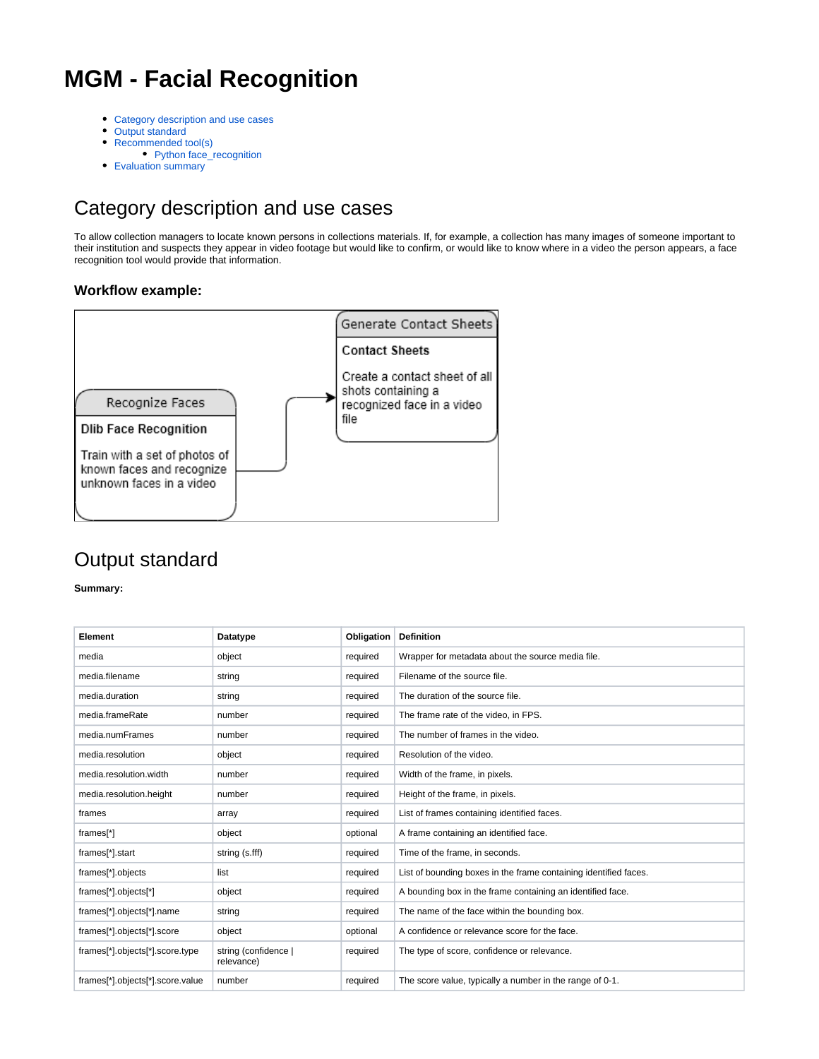# MGM - Facial Recognition

- Category description and use cases
- Output standard
- Recommended tool(s)
  - Python face_recognition
- Evaluation summary

## Category description and use cases

To allow collection managers to locate known persons in collections materials. If, for example, a collection has many images of someone important to their institution and suspects they appear in video footage but would like to confirm, or would like to know where in a video the person appears, a face recognition tool would provide that information.

### Workflow example:

Recognize Faces

**Dlib Face Recognition**

Train with a set of photos of known faces and recognize unknown faces in a video

→

Generate Contact Sheets

**Contact Sheets**

Create a contact sheet of all shots containing a recognized face in a video file

## Output standard

**Summary:**

| Element | Datatype | Obligation | Definition |
|---|---|---|---|
| media | object | required | Wrapper for metadata about the source media file. |
| media.filename | string | required | Filename of the source file. |
| media.duration | string | required | The duration of the source file. |
| media.frameRate | number | required | The frame rate of the video, in FPS. |
| media.numFrames | number | required | The number of frames in the video. |
| media.resolution | object | required | Resolution of the video. |
| media.resolution.width | number | required | Width of the frame, in pixels. |
| media.resolution.height | number | required | Height of the frame, in pixels. |
| frames | array | required | List of frames containing identified faces. |
| frames[*] | object | optional | A frame containing an identified face. |
| frames[*].start | string (s.fff) | required | Time of the frame, in seconds. |
| frames[*].objects | list | required | List of bounding boxes in the frame containing identified faces. |
| frames[*].objects[*] | object | required | A bounding box in the frame containing an identified face. |
| frames[*].objects[*].name | string | required | The name of the face within the bounding box. |
| frames[*].objects[*].score | object | optional | A confidence or relevance score for the face. |
| frames[*].objects[*].score.type | string (confidence \| relevance) | required | The type of score, confidence or relevance. |
| frames[*].objects[*].score.value | number | required | The score value, typically a number in the range of 0-1. |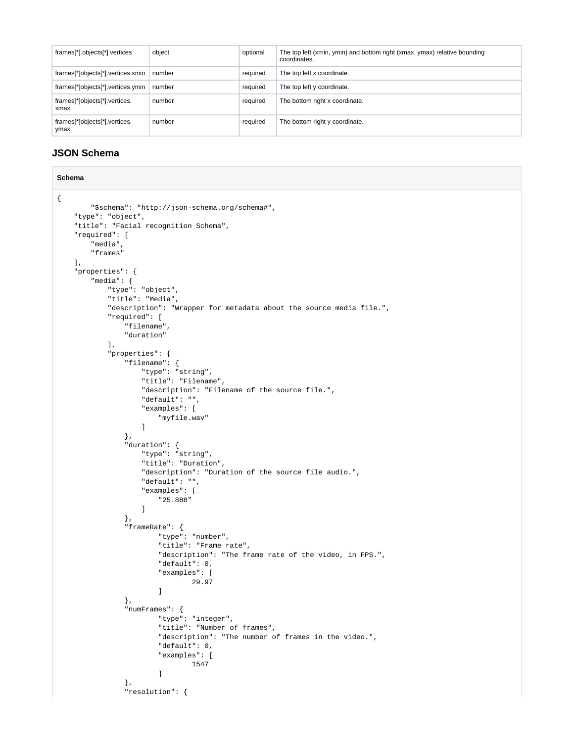| frames[*].objects[*].vertices | object | optional | The top left (xmin, ymin) and bottom right (xmax, ymax) relative bounding coordinates. |
|---|---|---|---|
| frames[*]objects[*].vertices.xmin | number | required | The top left x coordinate. |
| frames[*]objects[*].vertices.ymin | number | required | The top left y coordinate. |
| frames[*]objects[*].vertices.xmax | number | required | The bottom right x coordinate. |
| frames[*]objects[*].vertices.ymax | number | required | The bottom right y coordinate. |

## JSON Schema

**Schema**

```
{
        "$schema": "http://json-schema.org/schema#",
    "type": "object",
    "title": "Facial recognition Schema",
    "required": [
        "media",
        "frames"
    ],
    "properties": {
        "media": {
            "type": "object",
            "title": "Media",
            "description": "Wrapper for metadata about the source media file.",
            "required": [
                "filename",
                "duration"
            ],
            "properties": {
                "filename": {
                    "type": "string",
                    "title": "Filename",
                    "description": "Filename of the source file.",
                    "default": "",
                    "examples": [
                        "myfile.wav"
                    ]
                },
                "duration": {
                    "type": "string",
                    "title": "Duration",
                    "description": "Duration of the source file audio.",
                    "default": "",
                    "examples": [
                        "25.888"
                    ]
                },
                "frameRate": {
                        "type": "number",
                        "title": "Frame rate",
                        "description": "The frame rate of the video, in FPS.",
                        "default": 0,
                        "examples": [
                                29.97
                        ]
                },
                "numFrames": {
                        "type": "integer",
                        "title": "Number of frames",
                        "description": "The number of frames in the video.",
                        "default": 0,
                        "examples": [
                                1547
                        ]
                },
                "resolution": {
```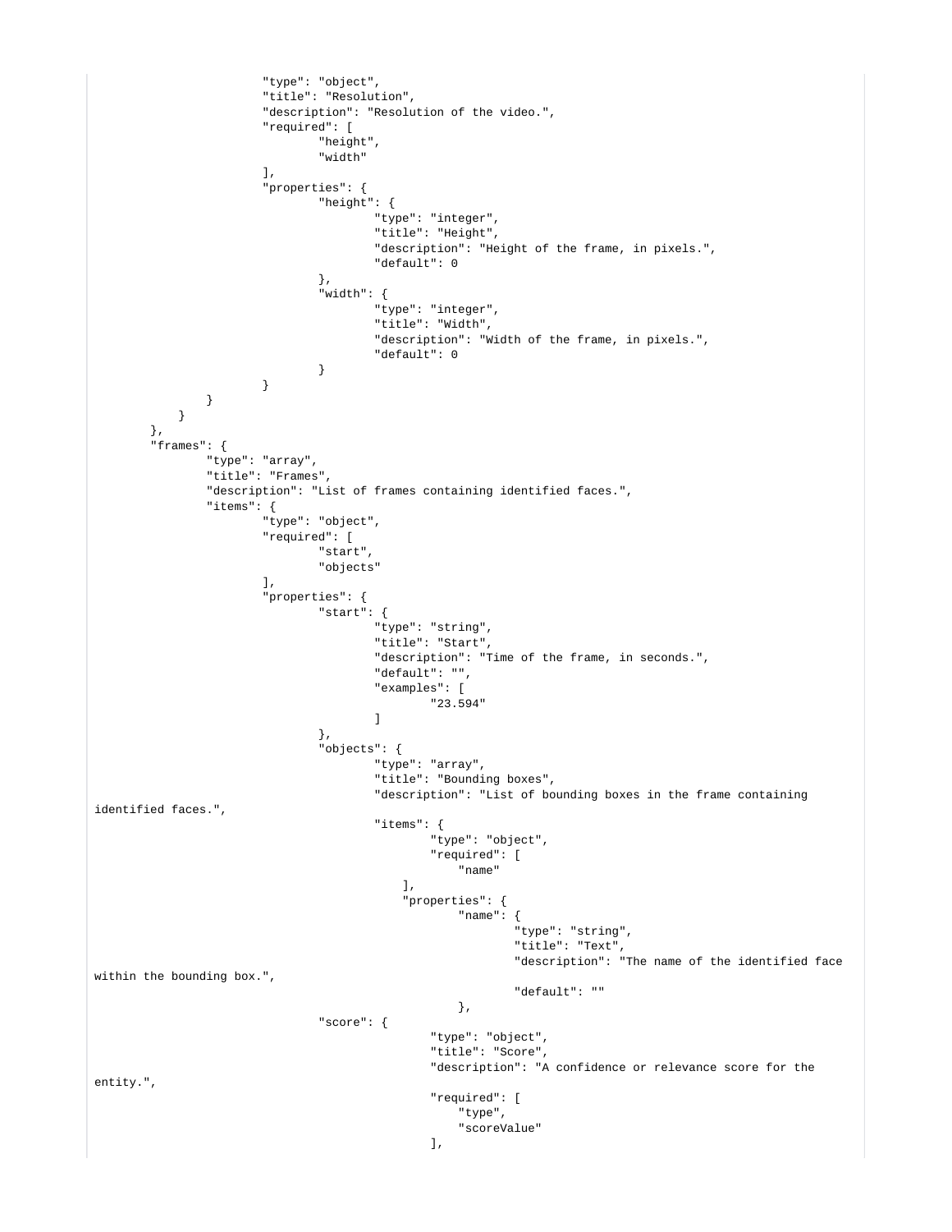```
                    "type": "object",
                    "title": "Resolution",
                    "description": "Resolution of the video.",
                    "required": [
                            "height",
                            "width"
                    ],
                    "properties": {
                            "height": {
                                    "type": "integer",
                                    "title": "Height",
                                    "description": "Height of the frame, in pixels.",
                                    "default": 0
                            },
                            "width": {
                                    "type": "integer",
                                    "title": "Width",
                                    "description": "Width of the frame, in pixels.",
                                    "default": 0
                            }
                    }
            }
        }
    },
    "frames": {
            "type": "array",
            "title": "Frames",
            "description": "List of frames containing identified faces.",
            "items": {
                    "type": "object",
                    "required": [
                            "start",
                            "objects"
                    ],
                    "properties": {
                            "start": {
                                    "type": "string",
                                    "title": "Start",
                                    "description": "Time of the frame, in seconds.",
                                    "default": "",
                                    "examples": [
                                            "23.594"
                                    ]
                            },
                            "objects": {
                                    "type": "array",
                                    "title": "Bounding boxes",
                                    "description": "List of bounding boxes in the frame containing
identified faces.",
                                    "items": {
                                            "type": "object",
                                            "required": [
                                                "name"
                                        ],
                                        "properties": {
                                                "name": {
                                                        "type": "string",
                                                        "title": "Text",
                                                        "description": "The name of the identified face
within the bounding box.",
                                                        "default": ""
                                                },
                            "score": {
                                            "type": "object",
                                            "title": "Score",
                                            "description": "A confidence or relevance score for the
entity.",
                                            "required": [
                                                "type",
                                                "scoreValue"
                                            ],
```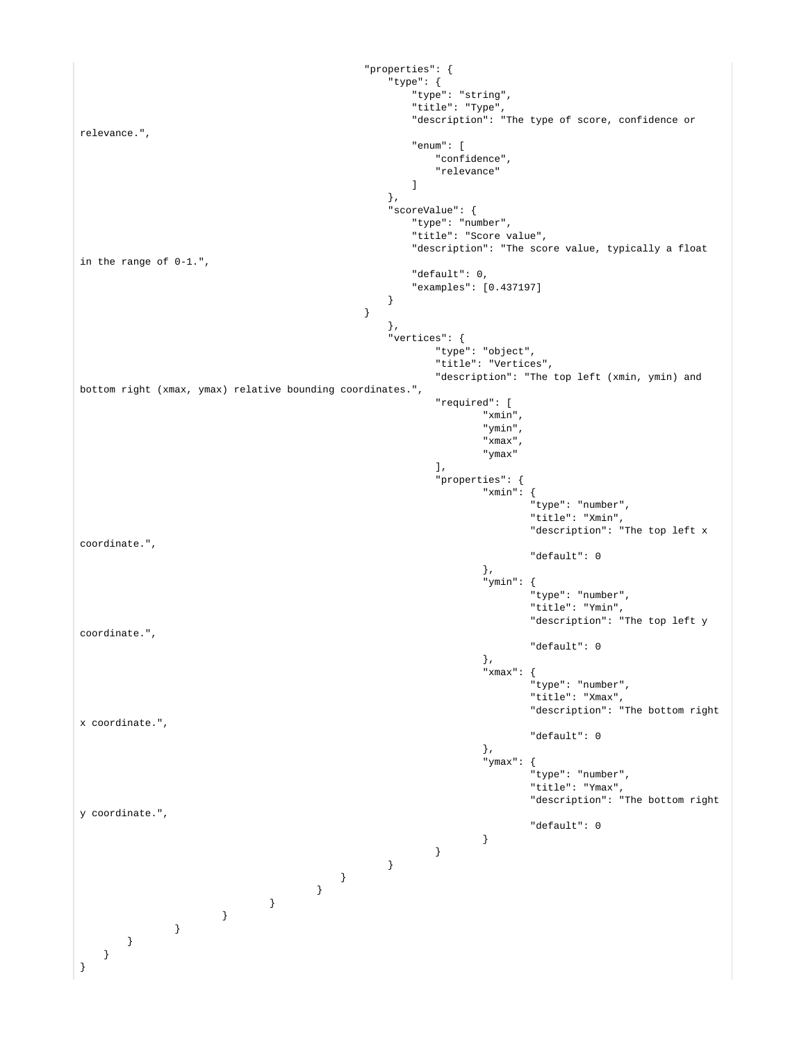```
                                                    "properties": {
                                                        "type": {
                                                            "type": "string",
                                                            "title": "Type",
                                                            "description": "The type of score, confidence or
relevance.",
                                                            "enum": [
                                                                "confidence",
                                                                "relevance"
                                                            ]
                                                        },
                                                        "scoreValue": {
                                                            "type": "number",
                                                            "title": "Score value",
                                                            "description": "The score value, typically a float
in the range of 0-1.",
                                                            "default": 0,
                                                            "examples": [0.437197]
                                                        }
                                                    }
                                                        },
                                                        "vertices": {
                                                                "type": "object",
                                                                "title": "Vertices",
                                                                "description": "The top left (xmin, ymin) and
bottom right (xmax, ymax) relative bounding coordinates.",
                                                                "required": [
                                                                        "xmin",
                                                                        "ymin",
                                                                        "xmax",
                                                                        "ymax"
                                                                ],
                                                                "properties": {
                                                                        "xmin": {
                                                                                "type": "number",
                                                                                "title": "Xmin",
                                                                                "description": "The top left x
coordinate.",
                                                                                "default": 0
                                                                        },
                                                                        "ymin": {
                                                                                "type": "number",
                                                                                "title": "Ymin",
                                                                                "description": "The top left y
coordinate.",
                                                                                "default": 0
                                                                        },
                                                                        "xmax": {
                                                                                "type": "number",
                                                                                "title": "Xmax",
                                                                                "description": "The bottom right
x coordinate.",
                                                                                "default": 0
                                                                        },
                                                                        "ymax": {
                                                                                "type": "number",
                                                                                "title": "Ymax",
                                                                                "description": "The bottom right
y coordinate.",
                                                                                "default": 0
                                                                        }
                                                                }
                                                        }
                                                }
                                        }
                                }
                        }
                }
        }
    }
}
```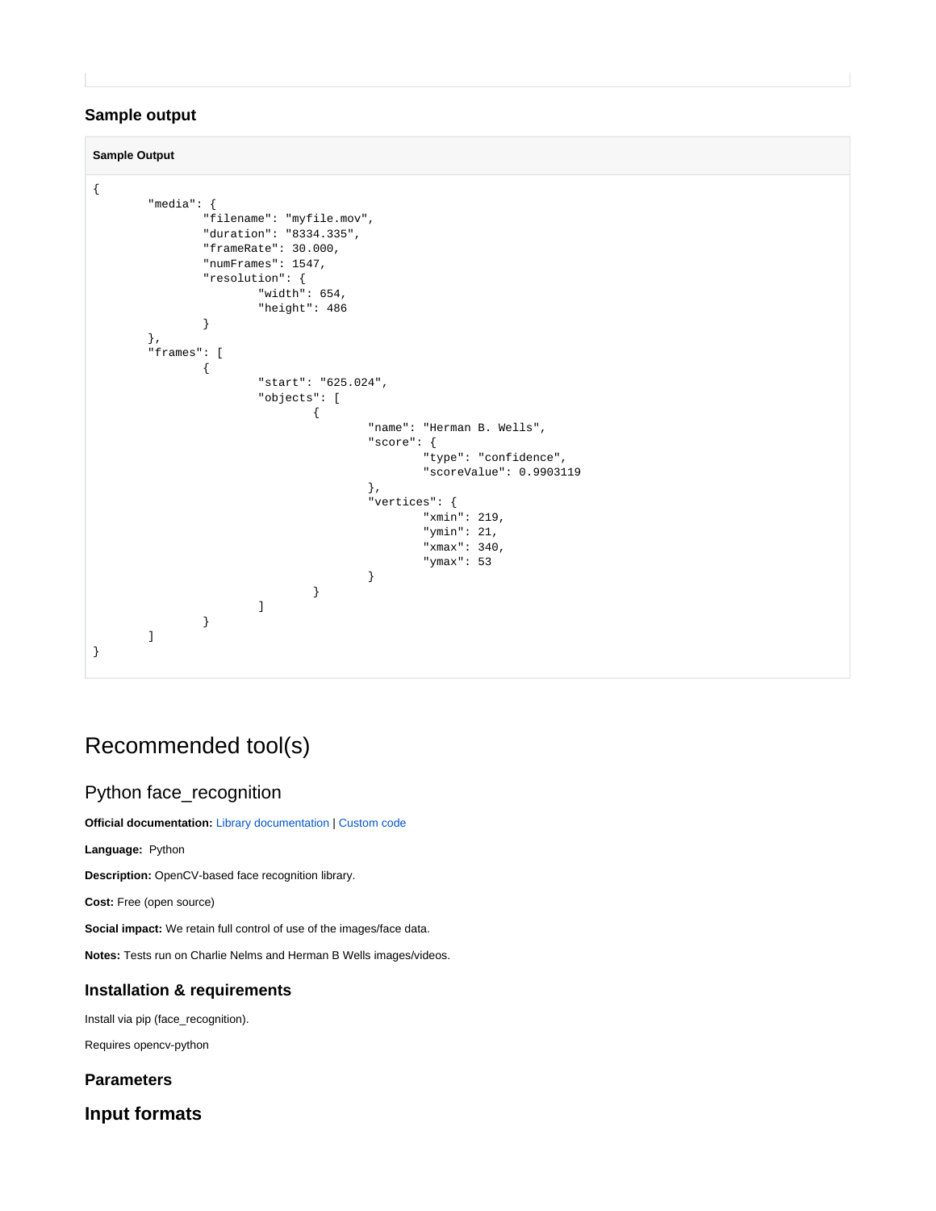### Sample output

**Sample Output**

```
{
        "media": {
                "filename": "myfile.mov",
                "duration": "8334.335",
                "frameRate": 30.000,
                "numFrames": 1547,
                "resolution": {
                        "width": 654,
                        "height": 486
                }
        },
        "frames": [
                {
                        "start": "625.024",
                        "objects": [
                                {
                                        "name": "Herman B. Wells",
                                        "score": {
                                                "type": "confidence",
                                                "scoreValue": 0.9903119
                                        },
                                        "vertices": {
                                                "xmin": 219,
                                                "ymin": 21,
                                                "xmax": 340,
                                                "ymax": 53
                                        }
                                }
                        ]
                }
        ]
}
```

# Recommended tool(s)

## Python face_recognition

**Official documentation:** Library documentation | Custom code

**Language:** Python

**Description:** OpenCV-based face recognition library.

**Cost:** Free (open source)

**Social impact:** We retain full control of use of the images/face data.

**Notes:** Tests run on Charlie Nelms and Herman B Wells images/videos.

### Installation & requirements

Install via pip (face_recognition).

Requires opencv-python

### Parameters

### Input formats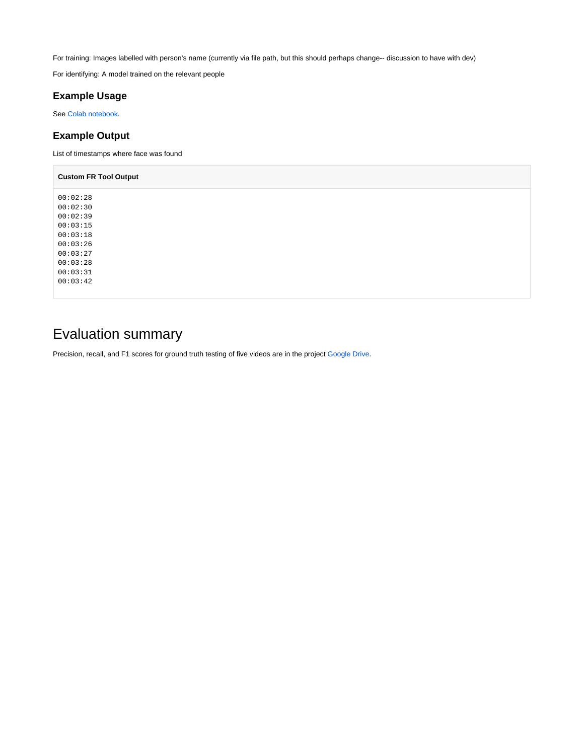For training: Images labelled with person's name (currently via file path, but this should perhaps change-- discussion to have with dev)

For identifying: A model trained on the relevant people

### Example Usage

See Colab notebook.

### Example Output

List of timestamps where face was found

**Custom FR Tool Output**

```
00:02:28
00:02:30
00:02:39
00:03:15
00:03:18
00:03:26
00:03:27
00:03:28
00:03:31
00:03:42
```

# Evaluation summary

Precision, recall, and F1 scores for ground truth testing of five videos are in the project Google Drive.